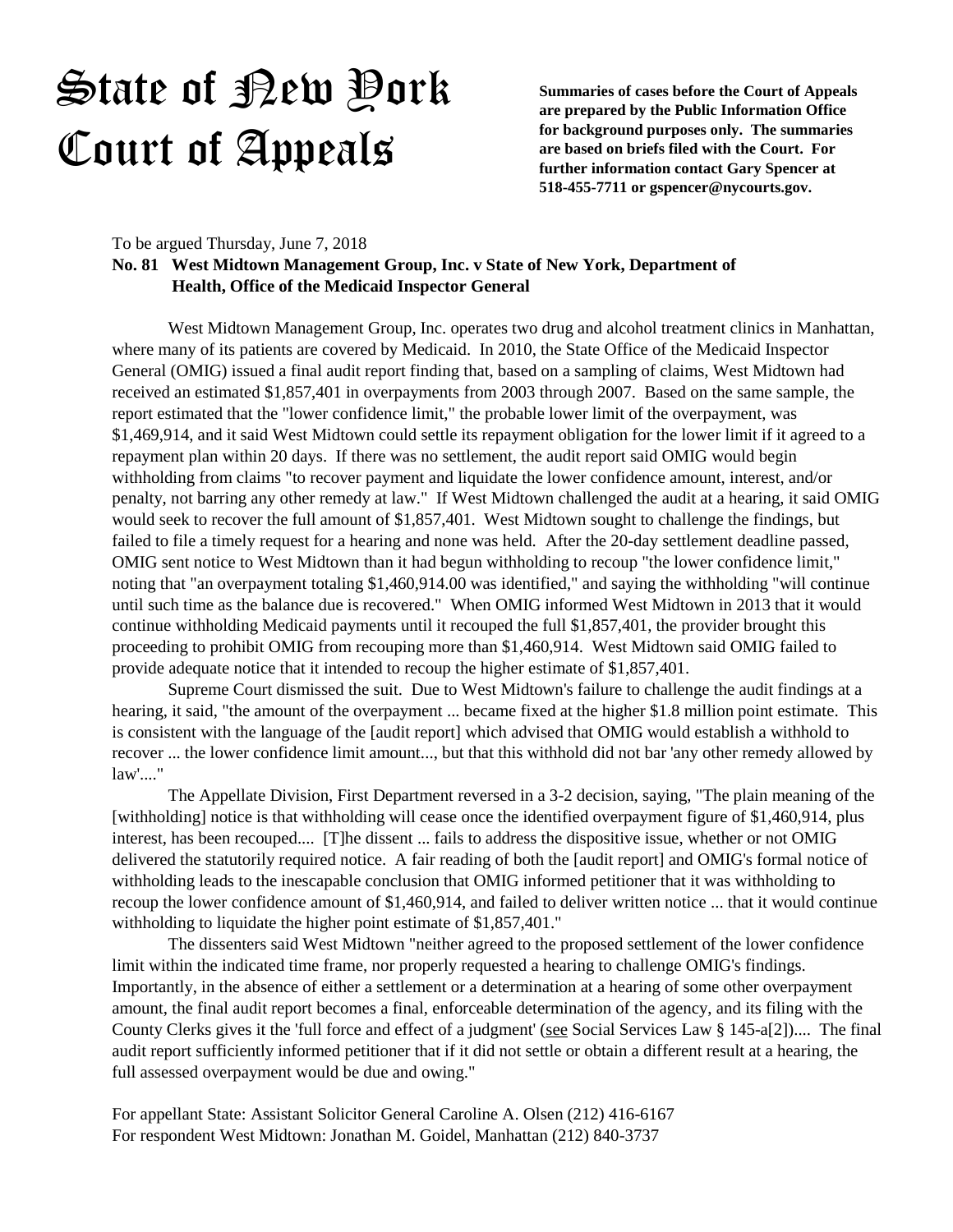# State of New York Court of Appeals

**Summaries of cases before the Court of Appeals are prepared by the Public Information Office for background purposes only. The summaries are based on briefs filed with the Court. For further information contact Gary Spencer at 518-455-7711 or gspencer@nycourts.gov.**

To be argued Thursday, June 7, 2018

**No. 81 West Midtown Management Group, Inc. v State of New York, Department of Health, Office of the Medicaid Inspector General**

West Midtown Management Group, Inc. operates two drug and alcohol treatment clinics in Manhattan, where many of its patients are covered by Medicaid. In 2010, the State Office of the Medicaid Inspector General (OMIG) issued a final audit report finding that, based on a sampling of claims, West Midtown had received an estimated $1,857,401 in overpayments from 2003 through 2007. Based on the same sample, the report estimated that the "lower confidence limit," the probable lower limit of the overpayment, was $1,469,914, and it said West Midtown could settle its repayment obligation for the lower limit if it agreed to a repayment plan within 20 days. If there was no settlement, the audit report said OMIG would begin withholding from claims "to recover payment and liquidate the lower confidence amount, interest, and/or penalty, not barring any other remedy at law." If West Midtown challenged the audit at a hearing, it said OMIG would seek to recover the full amount of $1,857,401. West Midtown sought to challenge the findings, but failed to file a timely request for a hearing and none was held. After the 20-day settlement deadline passed, OMIG sent notice to West Midtown than it had begun withholding to recoup "the lower confidence limit," noting that "an overpayment totaling $1,460,914.00 was identified," and saying the withholding "will continue until such time as the balance due is recovered." When OMIG informed West Midtown in 2013 that it would continue withholding Medicaid payments until it recouped the full $1,857,401, the provider brought this proceeding to prohibit OMIG from recouping more than $1,460,914. West Midtown said OMIG failed to provide adequate notice that it intended to recoup the higher estimate of $1,857,401.

Supreme Court dismissed the suit. Due to West Midtown's failure to challenge the audit findings at a hearing, it said, "the amount of the overpayment ... became fixed at the higher $1.8 million point estimate. This is consistent with the language of the [audit report] which advised that OMIG would establish a withhold to recover ... the lower confidence limit amount..., but that this withhold did not bar 'any other remedy allowed by law'...."

The Appellate Division, First Department reversed in a 3-2 decision, saying, "The plain meaning of the [withholding] notice is that withholding will cease once the identified overpayment figure of $1,460,914, plus interest, has been recouped.... [T]he dissent ... fails to address the dispositive issue, whether or not OMIG delivered the statutorily required notice. A fair reading of both the [audit report] and OMIG's formal notice of withholding leads to the inescapable conclusion that OMIG informed petitioner that it was withholding to recoup the lower confidence amount of $1,460,914, and failed to deliver written notice ... that it would continue withholding to liquidate the higher point estimate of $1,857,401."

The dissenters said West Midtown "neither agreed to the proposed settlement of the lower confidence limit within the indicated time frame, nor properly requested a hearing to challenge OMIG's findings. Importantly, in the absence of either a settlement or a determination at a hearing of some other overpayment amount, the final audit report becomes a final, enforceable determination of the agency, and its filing with the County Clerks gives it the 'full force and effect of a judgment' (see Social Services Law § 145-a[2]).... The final audit report sufficiently informed petitioner that if it did not settle or obtain a different result at a hearing, the full assessed overpayment would be due and owing."

For appellant State: Assistant Solicitor General Caroline A. Olsen (212) 416-6167
For respondent West Midtown: Jonathan M. Goidel, Manhattan (212) 840-3737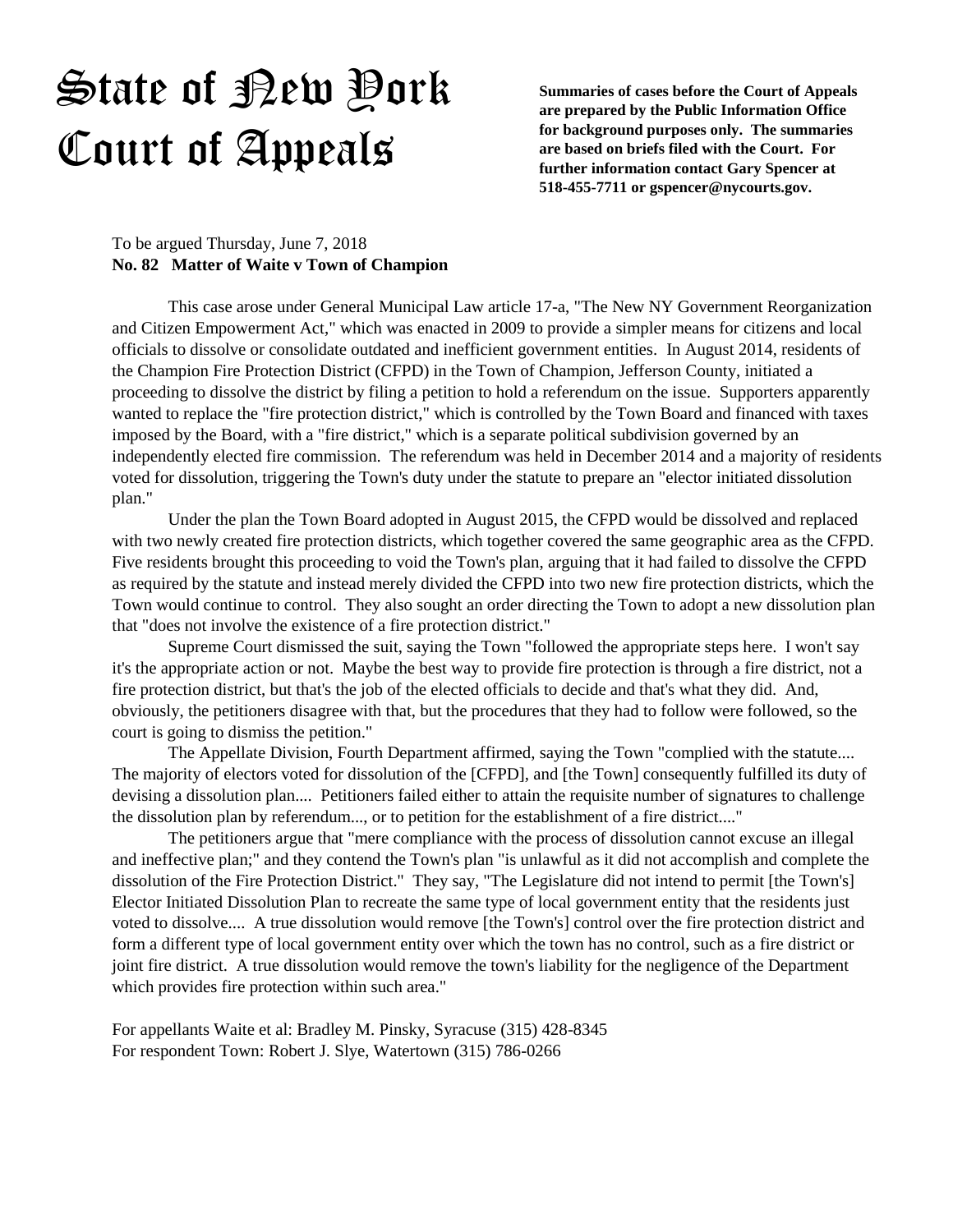# State of New York Court of Appeals

**Summaries of cases before the Court of Appeals are prepared by the Public Information Office for background purposes only. The summaries are based on briefs filed with the Court. For further information contact Gary Spencer at 518-455-7711 or gspencer@nycourts.gov.**

To be argued Thursday, June 7, 2018
**No. 82 Matter of Waite v Town of Champion**

This case arose under General Municipal Law article 17-a, "The New NY Government Reorganization and Citizen Empowerment Act," which was enacted in 2009 to provide a simpler means for citizens and local officials to dissolve or consolidate outdated and inefficient government entities. In August 2014, residents of the Champion Fire Protection District (CFPD) in the Town of Champion, Jefferson County, initiated a proceeding to dissolve the district by filing a petition to hold a referendum on the issue. Supporters apparently wanted to replace the "fire protection district," which is controlled by the Town Board and financed with taxes imposed by the Board, with a "fire district," which is a separate political subdivision governed by an independently elected fire commission. The referendum was held in December 2014 and a majority of residents voted for dissolution, triggering the Town's duty under the statute to prepare an "elector initiated dissolution plan."

Under the plan the Town Board adopted in August 2015, the CFPD would be dissolved and replaced with two newly created fire protection districts, which together covered the same geographic area as the CFPD. Five residents brought this proceeding to void the Town's plan, arguing that it had failed to dissolve the CFPD as required by the statute and instead merely divided the CFPD into two new fire protection districts, which the Town would continue to control. They also sought an order directing the Town to adopt a new dissolution plan that "does not involve the existence of a fire protection district."

Supreme Court dismissed the suit, saying the Town "followed the appropriate steps here. I won't say it's the appropriate action or not. Maybe the best way to provide fire protection is through a fire district, not a fire protection district, but that's the job of the elected officials to decide and that's what they did. And, obviously, the petitioners disagree with that, but the procedures that they had to follow were followed, so the court is going to dismiss the petition."

The Appellate Division, Fourth Department affirmed, saying the Town "complied with the statute.... The majority of electors voted for dissolution of the [CFPD], and [the Town] consequently fulfilled its duty of devising a dissolution plan.... Petitioners failed either to attain the requisite number of signatures to challenge the dissolution plan by referendum..., or to petition for the establishment of a fire district...."

The petitioners argue that "mere compliance with the process of dissolution cannot excuse an illegal and ineffective plan;" and they contend the Town's plan "is unlawful as it did not accomplish and complete the dissolution of the Fire Protection District." They say, "The Legislature did not intend to permit [the Town's] Elector Initiated Dissolution Plan to recreate the same type of local government entity that the residents just voted to dissolve.... A true dissolution would remove [the Town's] control over the fire protection district and form a different type of local government entity over which the town has no control, such as a fire district or joint fire district. A true dissolution would remove the town's liability for the negligence of the Department which provides fire protection within such area."

For appellants Waite et al: Bradley M. Pinsky, Syracuse (315) 428-8345
For respondent Town: Robert J. Slye, Watertown (315) 786-0266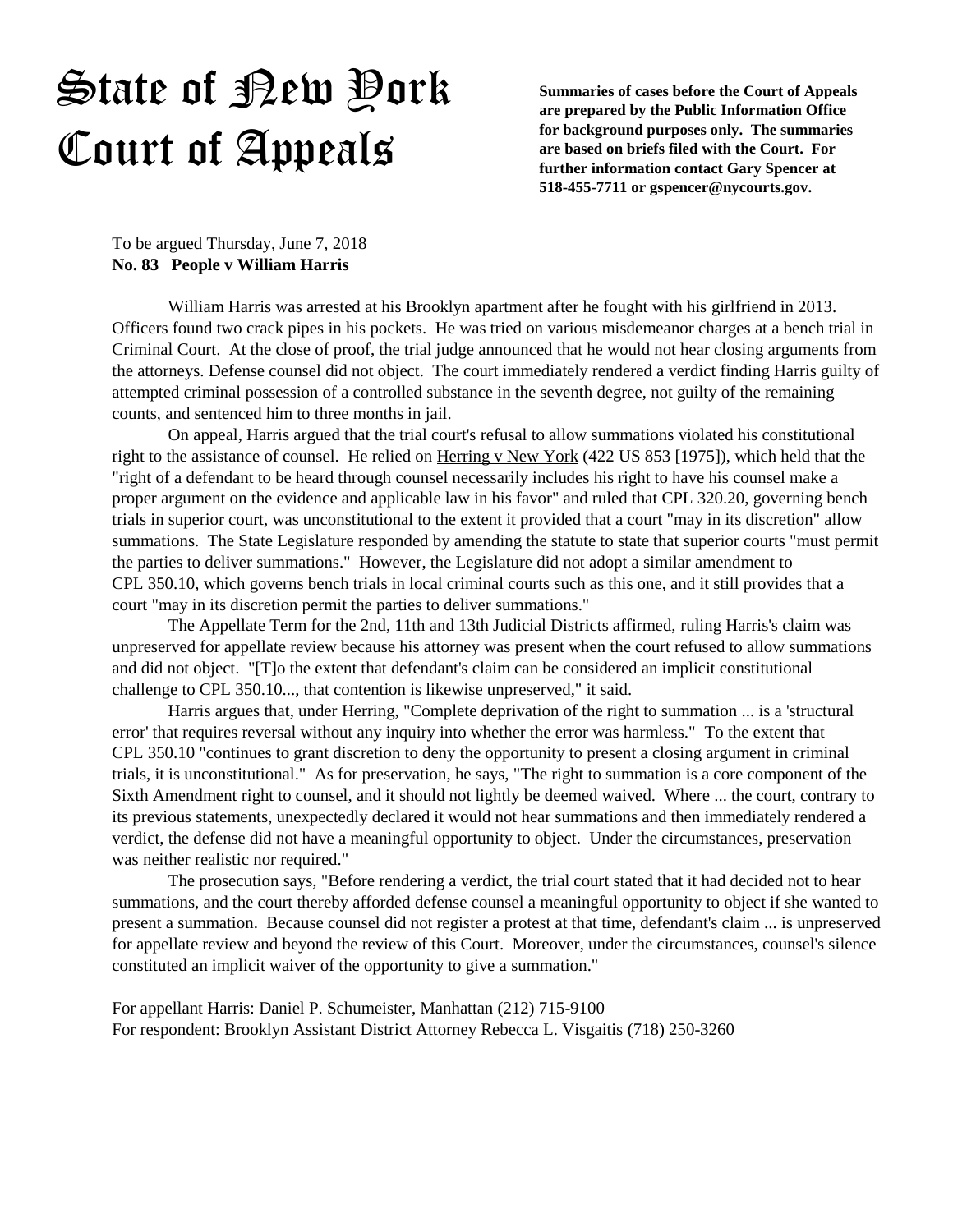# State of New York Court of Appeals

**Summaries of cases before the Court of Appeals are prepared by the Public Information Office for background purposes only. The summaries are based on briefs filed with the Court. For further information contact Gary Spencer at 518-455-7711 or gspencer@nycourts.gov.**

To be argued Thursday, June 7, 2018
**No. 83 People v William Harris**

William Harris was arrested at his Brooklyn apartment after he fought with his girlfriend in 2013. Officers found two crack pipes in his pockets. He was tried on various misdemeanor charges at a bench trial in Criminal Court. At the close of proof, the trial judge announced that he would not hear closing arguments from the attorneys. Defense counsel did not object. The court immediately rendered a verdict finding Harris guilty of attempted criminal possession of a controlled substance in the seventh degree, not guilty of the remaining counts, and sentenced him to three months in jail.

On appeal, Harris argued that the trial court's refusal to allow summations violated his constitutional right to the assistance of counsel. He relied on Herring v New York (422 US 853 [1975]), which held that the "right of a defendant to be heard through counsel necessarily includes his right to have his counsel make a proper argument on the evidence and applicable law in his favor" and ruled that CPL 320.20, governing bench trials in superior court, was unconstitutional to the extent it provided that a court "may in its discretion" allow summations. The State Legislature responded by amending the statute to state that superior courts "must permit the parties to deliver summations." However, the Legislature did not adopt a similar amendment to CPL 350.10, which governs bench trials in local criminal courts such as this one, and it still provides that a court "may in its discretion permit the parties to deliver summations."

The Appellate Term for the 2nd, 11th and 13th Judicial Districts affirmed, ruling Harris's claim was unpreserved for appellate review because his attorney was present when the court refused to allow summations and did not object. "[T]o the extent that defendant's claim can be considered an implicit constitutional challenge to CPL 350.10..., that contention is likewise unpreserved," it said.

Harris argues that, under Herring, "Complete deprivation of the right to summation ... is a 'structural error' that requires reversal without any inquiry into whether the error was harmless." To the extent that CPL 350.10 "continues to grant discretion to deny the opportunity to present a closing argument in criminal trials, it is unconstitutional." As for preservation, he says, "The right to summation is a core component of the Sixth Amendment right to counsel, and it should not lightly be deemed waived. Where ... the court, contrary to its previous statements, unexpectedly declared it would not hear summations and then immediately rendered a verdict, the defense did not have a meaningful opportunity to object. Under the circumstances, preservation was neither realistic nor required."

The prosecution says, "Before rendering a verdict, the trial court stated that it had decided not to hear summations, and the court thereby afforded defense counsel a meaningful opportunity to object if she wanted to present a summation. Because counsel did not register a protest at that time, defendant's claim ... is unpreserved for appellate review and beyond the review of this Court. Moreover, under the circumstances, counsel's silence constituted an implicit waiver of the opportunity to give a summation."

For appellant Harris: Daniel P. Schumeister, Manhattan (212) 715-9100
For respondent: Brooklyn Assistant District Attorney Rebecca L. Visgaitis (718) 250-3260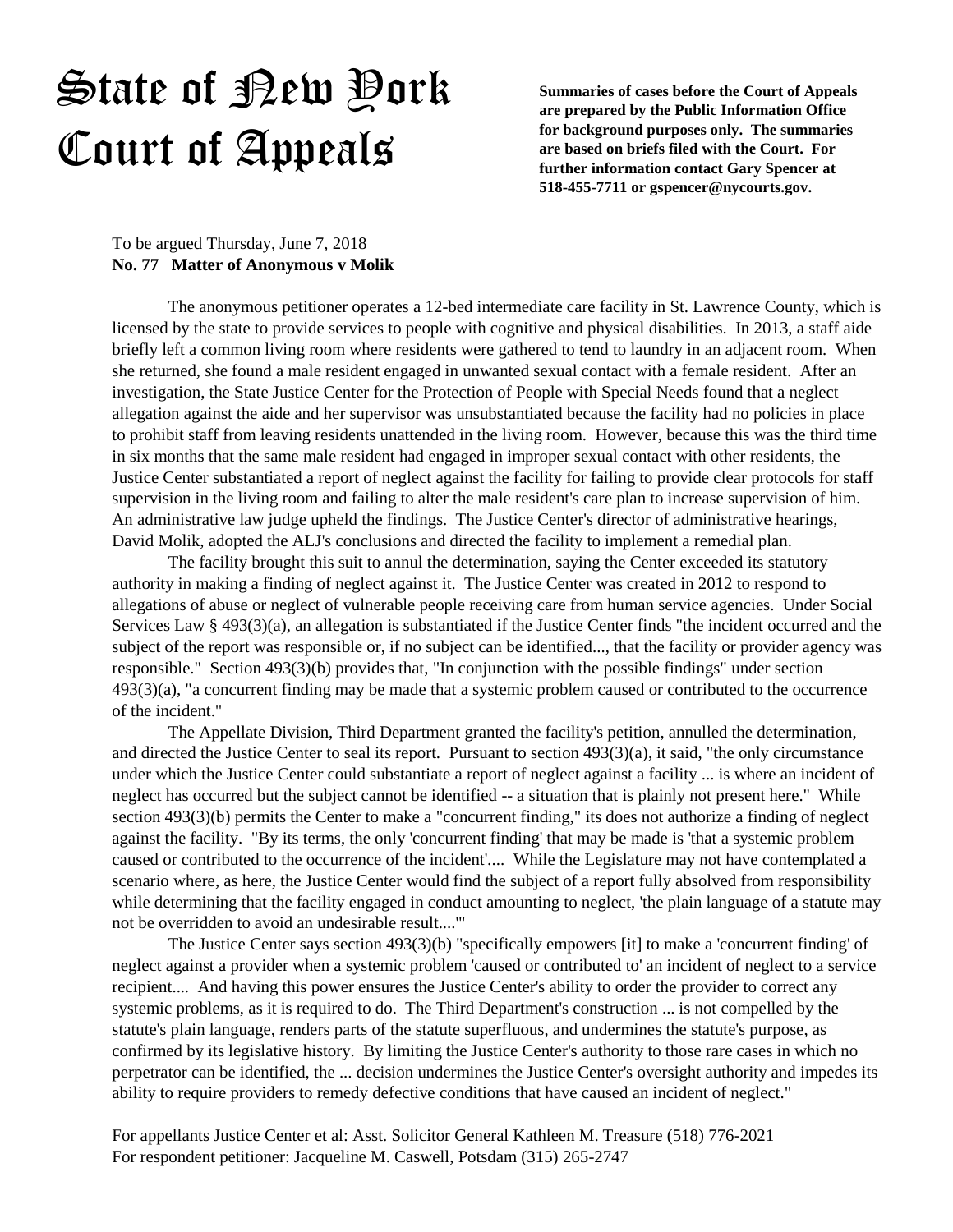# State of New York Court of Appeals

**Summaries of cases before the Court of Appeals are prepared by the Public Information Office for background purposes only. The summaries are based on briefs filed with the Court. For further information contact Gary Spencer at 518-455-7711 or gspencer@nycourts.gov.**

To be argued Thursday, June 7, 2018
**No. 77 Matter of Anonymous v Molik**

The anonymous petitioner operates a 12-bed intermediate care facility in St. Lawrence County, which is licensed by the state to provide services to people with cognitive and physical disabilities. In 2013, a staff aide briefly left a common living room where residents were gathered to tend to laundry in an adjacent room. When she returned, she found a male resident engaged in unwanted sexual contact with a female resident. After an investigation, the State Justice Center for the Protection of People with Special Needs found that a neglect allegation against the aide and her supervisor was unsubstantiated because the facility had no policies in place to prohibit staff from leaving residents unattended in the living room. However, because this was the third time in six months that the same male resident had engaged in improper sexual contact with other residents, the Justice Center substantiated a report of neglect against the facility for failing to provide clear protocols for staff supervision in the living room and failing to alter the male resident's care plan to increase supervision of him. An administrative law judge upheld the findings. The Justice Center's director of administrative hearings, David Molik, adopted the ALJ's conclusions and directed the facility to implement a remedial plan.

The facility brought this suit to annul the determination, saying the Center exceeded its statutory authority in making a finding of neglect against it. The Justice Center was created in 2012 to respond to allegations of abuse or neglect of vulnerable people receiving care from human service agencies. Under Social Services Law § 493(3)(a), an allegation is substantiated if the Justice Center finds "the incident occurred and the subject of the report was responsible or, if no subject can be identified..., that the facility or provider agency was responsible." Section 493(3)(b) provides that, "In conjunction with the possible findings" under section 493(3)(a), "a concurrent finding may be made that a systemic problem caused or contributed to the occurrence of the incident."

The Appellate Division, Third Department granted the facility's petition, annulled the determination, and directed the Justice Center to seal its report. Pursuant to section 493(3)(a), it said, "the only circumstance under which the Justice Center could substantiate a report of neglect against a facility ... is where an incident of neglect has occurred but the subject cannot be identified -- a situation that is plainly not present here." While section 493(3)(b) permits the Center to make a "concurrent finding," its does not authorize a finding of neglect against the facility. "By its terms, the only 'concurrent finding' that may be made is 'that a systemic problem caused or contributed to the occurrence of the incident'.... While the Legislature may not have contemplated a scenario where, as here, the Justice Center would find the subject of a report fully absolved from responsibility while determining that the facility engaged in conduct amounting to neglect, 'the plain language of a statute may not be overridden to avoid an undesirable result....'"

The Justice Center says section 493(3)(b) "specifically empowers [it] to make a 'concurrent finding' of neglect against a provider when a systemic problem 'caused or contributed to' an incident of neglect to a service recipient.... And having this power ensures the Justice Center's ability to order the provider to correct any systemic problems, as it is required to do. The Third Department's construction ... is not compelled by the statute's plain language, renders parts of the statute superfluous, and undermines the statute's purpose, as confirmed by its legislative history. By limiting the Justice Center's authority to those rare cases in which no perpetrator can be identified, the ... decision undermines the Justice Center's oversight authority and impedes its ability to require providers to remedy defective conditions that have caused an incident of neglect."

For appellants Justice Center et al: Asst. Solicitor General Kathleen M. Treasure (518) 776-2021
For respondent petitioner: Jacqueline M. Caswell, Potsdam (315) 265-2747